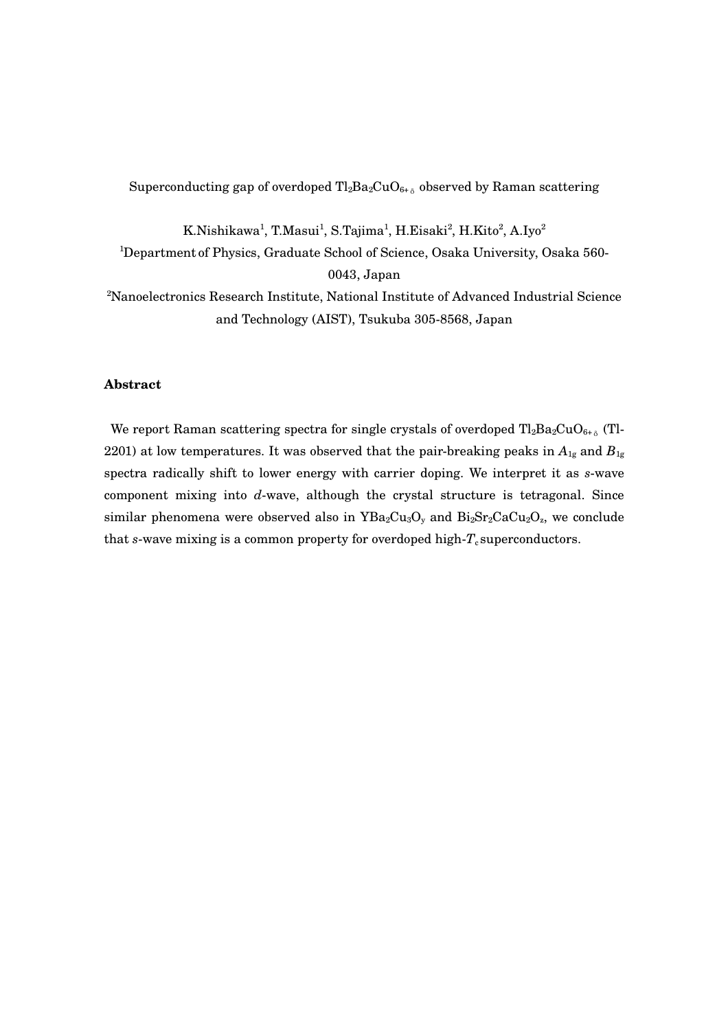# Superconducting gap of overdoped $Tl_2Ba_2CuO_{6+\delta}$ observed by Raman scattering

K.Nishikawa[1], T.Masui[1], S.Tajima[1], H.Eisaki[2], H.Kito[2], A.Iyo[2]

[1]Department of Physics, Graduate School of Science, Osaka University, Osaka 560-0043, Japan

[2]Nanoelectronics Research Institute, National Institute of Advanced Industrial Science and Technology (AIST), Tsukuba 305-8568, Japan

## Abstract

We report Raman scattering spectra for single crystals of overdoped $Tl_2Ba_2CuO_{6+\delta}$ (Tl-2201) at low temperatures. It was observed that the pair-breaking peaks in $A_{1g}$ and $B_{1g}$ spectra radically shift to lower energy with carrier doping. We interpret it as *s*-wave component mixing into *d*-wave, although the crystal structure is tetragonal. Since similar phenomena were observed also in $YBa_2Cu_3O_y$ and $Bi_2Sr_2CaCu_2O_z$, we conclude that *s*-wave mixing is a common property for overdoped high-$T_c$ superconductors.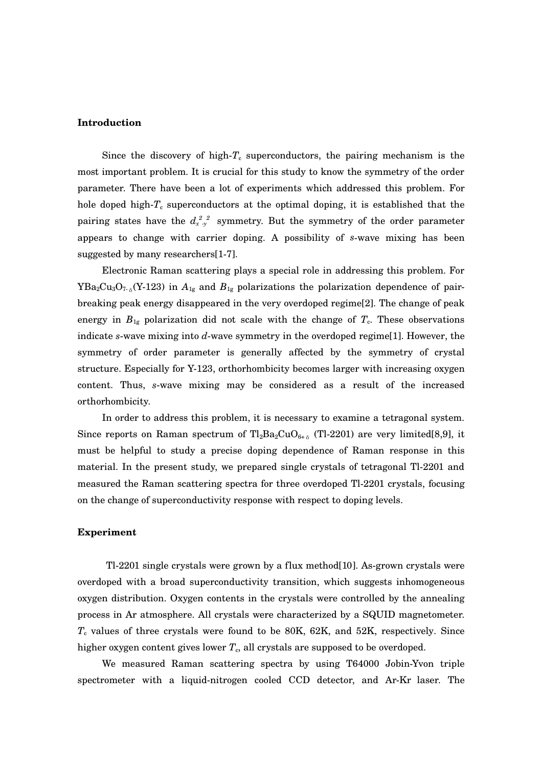## Introduction

Since the discovery of high-$T_c$ superconductors, the pairing mechanism is the most important problem. It is crucial for this study to know the symmetry of the order parameter. There have been a lot of experiments which addressed this problem. For hole doped high-$T_c$ superconductors at the optimal doping, it is established that the pairing states have the $d_{x^2-y^2}$ symmetry. But the symmetry of the order parameter appears to change with carrier doping. A possibility of *s*-wave mixing has been suggested by many researchers[1-7].

Electronic Raman scattering plays a special role in addressing this problem. For $YBa_2Cu_3O_{7-\delta}$(Y-123) in $A_{1g}$ and $B_{1g}$ polarizations the polarization dependence of pair-breaking peak energy disappeared in the very overdoped regime[2]. The change of peak energy in $B_{1g}$ polarization did not scale with the change of $T_c$. These observations indicate *s*-wave mixing into *d*-wave symmetry in the overdoped regime[1]. However, the symmetry of order parameter is generally affected by the symmetry of crystal structure. Especially for Y-123, orthorhombicity becomes larger with increasing oxygen content. Thus, *s*-wave mixing may be considered as a result of the increased orthorhombicity.

In order to address this problem, it is necessary to examine a tetragonal system. Since reports on Raman spectrum of $Tl_2Ba_2CuO_{6+\delta}$ (Tl-2201) are very limited[8,9], it must be helpful to study a precise doping dependence of Raman response in this material. In the present study, we prepared single crystals of tetragonal Tl-2201 and measured the Raman scattering spectra for three overdoped Tl-2201 crystals, focusing on the change of superconductivity response with respect to doping levels.

## Experiment

Tl-2201 single crystals were grown by a flux method[10]. As-grown crystals were overdoped with a broad superconductivity transition, which suggests inhomogeneous oxygen distribution. Oxygen contents in the crystals were controlled by the annealing process in Ar atmosphere. All crystals were characterized by a SQUID magnetometer. $T_c$ values of three crystals were found to be 80K, 62K, and 52K, respectively. Since higher oxygen content gives lower $T_c$, all crystals are supposed to be overdoped.

We measured Raman scattering spectra by using T64000 Jobin-Yvon triple spectrometer with a liquid-nitrogen cooled CCD detector, and Ar-Kr laser. The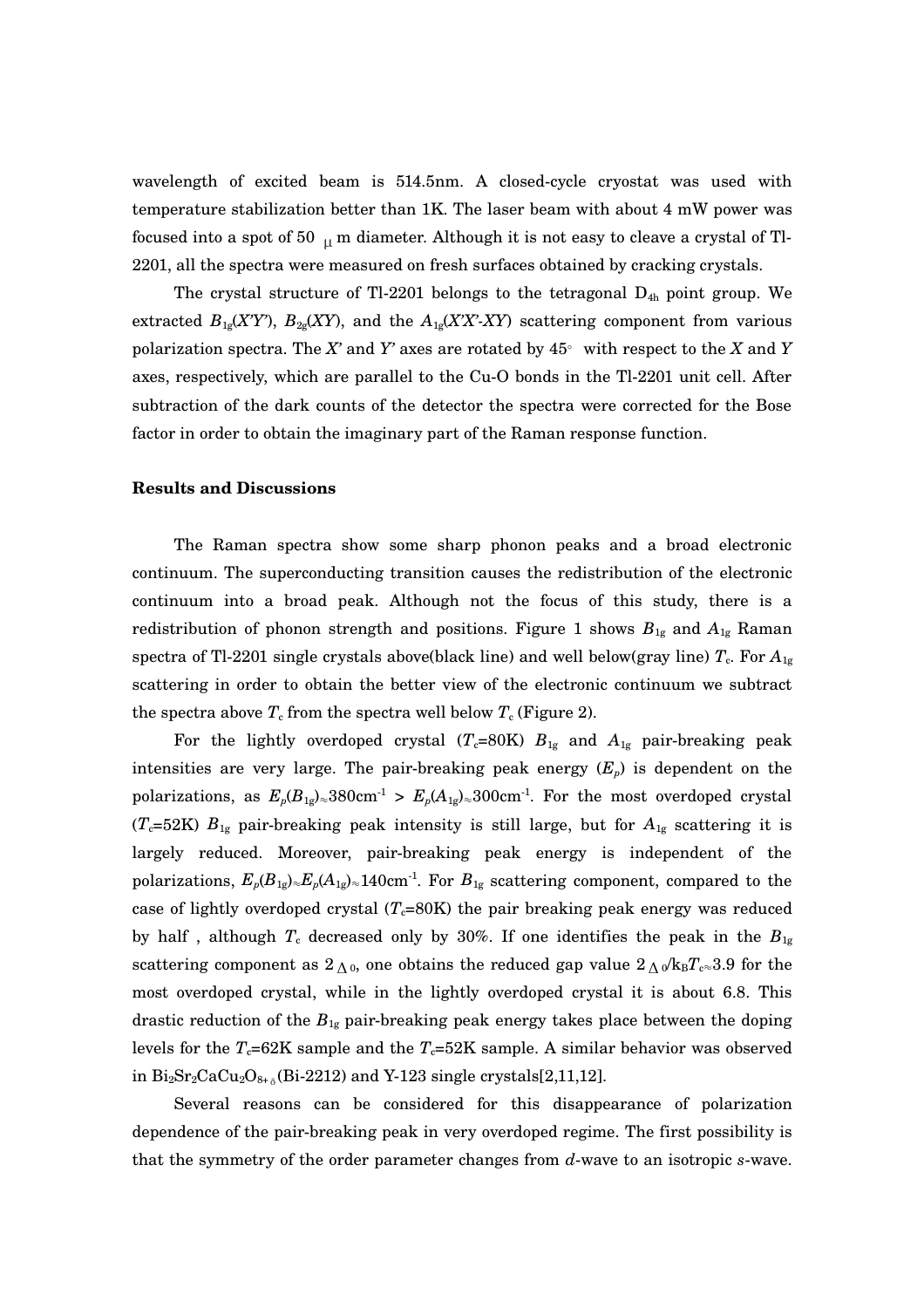wavelength of excited beam is 514.5nm. A closed-cycle cryostat was used with temperature stabilization better than 1K. The laser beam with about 4 mW power was focused into a spot of 50 μm diameter. Although it is not easy to cleave a crystal of Tl-2201, all the spectra were measured on fresh surfaces obtained by cracking crystals.

The crystal structure of Tl-2201 belongs to the tetragonal $D_{4h}$ point group. We extracted $B_{1g}(X'Y')$, $B_{2g}(XY)$, and the $A_{1g}(X'X'\text{-}XY)$ scattering component from various polarization spectra. The $X'$ and $Y'$ axes are rotated by 45° with respect to the $X$ and $Y$ axes, respectively, which are parallel to the Cu-O bonds in the Tl-2201 unit cell. After subtraction of the dark counts of the detector the spectra were corrected for the Bose factor in order to obtain the imaginary part of the Raman response function.

**Results and Discussions**

The Raman spectra show some sharp phonon peaks and a broad electronic continuum. The superconducting transition causes the redistribution of the electronic continuum into a broad peak. Although not the focus of this study, there is a redistribution of phonon strength and positions. Figure 1 shows $B_{1g}$ and $A_{1g}$ Raman spectra of Tl-2201 single crystals above(black line) and well below(gray line) $T_c$. For $A_{1g}$ scattering in order to obtain the better view of the electronic continuum we subtract the spectra above $T_c$ from the spectra well below $T_c$ (Figure 2).

For the lightly overdoped crystal ($T_c$=80K) $B_{1g}$ and $A_{1g}$ pair-breaking peak intensities are very large. The pair-breaking peak energy ($E_p$) is dependent on the polarizations, as $E_p(B_{1g})\approx 380\text{cm}^{-1} > E_p(A_{1g})\approx 300\text{cm}^{-1}$. For the most overdoped crystal ($T_c$=52K) $B_{1g}$ pair-breaking peak intensity is still large, but for $A_{1g}$ scattering it is largely reduced. Moreover, pair-breaking peak energy is independent of the polarizations, $E_p(B_{1g})\approx E_p(A_{1g})\approx 140\text{cm}^{-1}$. For $B_{1g}$ scattering component, compared to the case of lightly overdoped crystal ($T_c$=80K) the pair breaking peak energy was reduced by half , although $T_c$ decreased only by 30%. If one identifies the peak in the $B_{1g}$ scattering component as $2\Delta_0$, one obtains the reduced gap value $2\Delta_0/k_BT_c\approx 3.9$ for the most overdoped crystal, while in the lightly overdoped crystal it is about 6.8. This drastic reduction of the $B_{1g}$ pair-breaking peak energy takes place between the doping levels for the $T_c$=62K sample and the $T_c$=52K sample. A similar behavior was observed in $Bi_2Sr_2CaCu_2O_{8+\delta}$(Bi-2212) and Y-123 single crystals[2,11,12].

Several reasons can be considered for this disappearance of polarization dependence of the pair-breaking peak in very overdoped regime. The first possibility is that the symmetry of the order parameter changes from $d$-wave to an isotropic $s$-wave.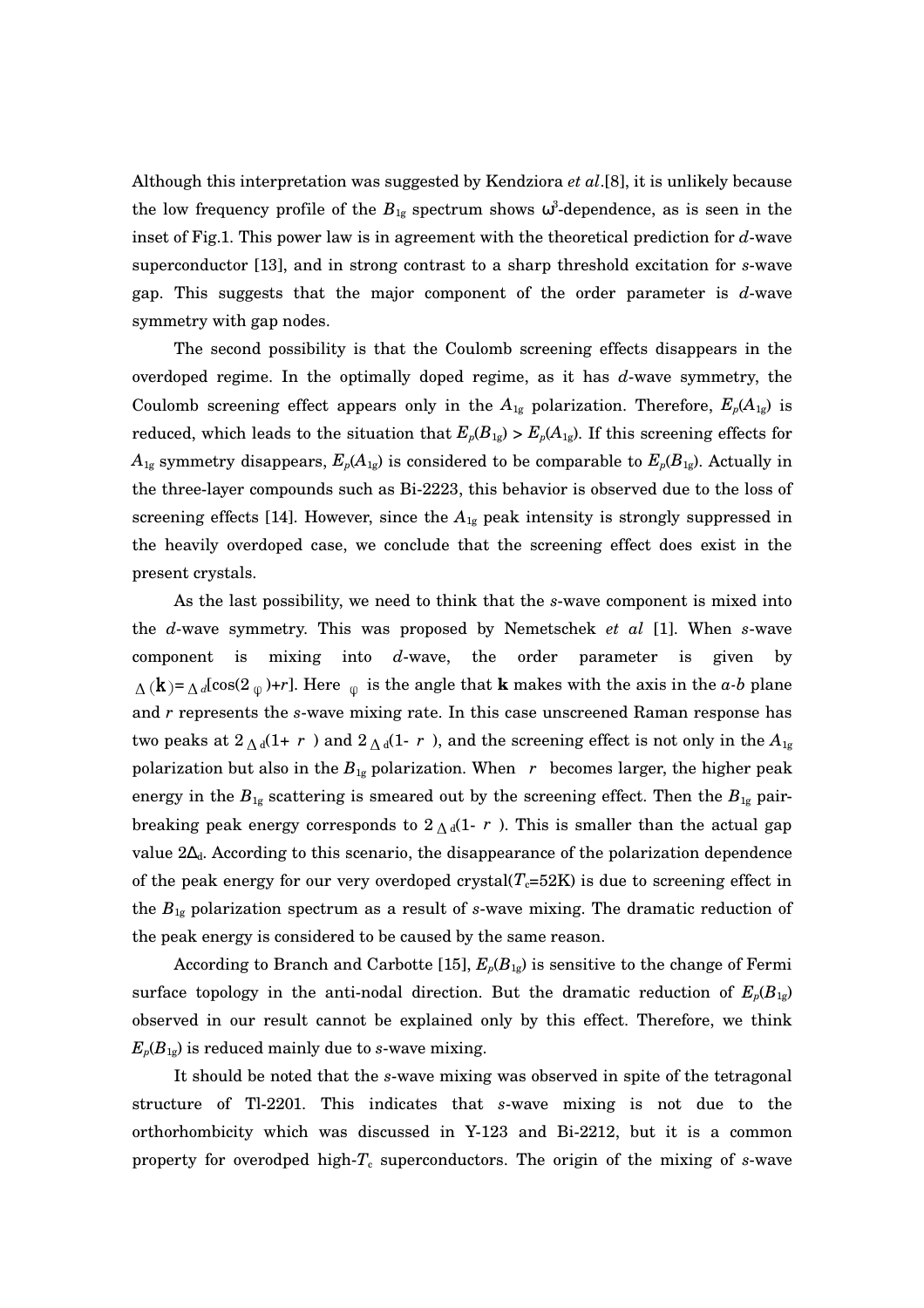Although this interpretation was suggested by Kendziora *et al*.[8], it is unlikely because the low frequency profile of the $B_{1g}$ spectrum shows $\omega^3$-dependence, as is seen in the inset of Fig.1. This power law is in agreement with the theoretical prediction for *d*-wave superconductor [13], and in strong contrast to a sharp threshold excitation for *s*-wave gap. This suggests that the major component of the order parameter is *d*-wave symmetry with gap nodes.

The second possibility is that the Coulomb screening effects disappears in the overdoped regime. In the optimally doped regime, as it has *d*-wave symmetry, the Coulomb screening effect appears only in the $A_{1g}$ polarization. Therefore, $E_p(A_{1g})$ is reduced, which leads to the situation that $E_p(B_{1g}) > E_p(A_{1g})$. If this screening effects for $A_{1g}$ symmetry disappears, $E_p(A_{1g})$ is considered to be comparable to $E_p(B_{1g})$. Actually in the three-layer compounds such as Bi-2223, this behavior is observed due to the loss of screening effects [14]. However, since the $A_{1g}$ peak intensity is strongly suppressed in the heavily overdoped case, we conclude that the screening effect does exist in the present crystals.

As the last possibility, we need to think that the *s*-wave component is mixed into the *d*-wave symmetry. This was proposed by Nemetschek *et al* [1]. When *s*-wave component is mixing into *d*-wave, the order parameter is given by $\Delta(\mathbf{k})=\Delta_d[\cos(2\varphi)+r]$. Here $\varphi$ is the angle that $\mathbf{k}$ makes with the axis in the *a*-*b* plane and *r* represents the *s*-wave mixing rate. In this case unscreened Raman response has two peaks at $2\Delta_d(1+r)$ and $2\Delta_d(1-r)$, and the screening effect is not only in the $A_{1g}$ polarization but also in the $B_{1g}$ polarization. When $r$ becomes larger, the higher peak energy in the $B_{1g}$ scattering is smeared out by the screening effect. Then the $B_{1g}$ pair-breaking peak energy corresponds to $2\Delta_d(1-r)$. This is smaller than the actual gap value $2\Delta_d$. According to this scenario, the disappearance of the polarization dependence of the peak energy for our very overdoped crystal($T_c$=52K) is due to screening effect in the $B_{1g}$ polarization spectrum as a result of *s*-wave mixing. The dramatic reduction of the peak energy is considered to be caused by the same reason.

According to Branch and Carbotte [15], $E_p(B_{1g})$ is sensitive to the change of Fermi surface topology in the anti-nodal direction. But the dramatic reduction of $E_p(B_{1g})$ observed in our result cannot be explained only by this effect. Therefore, we think $E_p(B_{1g})$ is reduced mainly due to *s*-wave mixing.

It should be noted that the *s*-wave mixing was observed in spite of the tetragonal structure of Tl-2201. This indicates that *s*-wave mixing is not due to the orthorhombicity which was discussed in Y-123 and Bi-2212, but it is a common property for overodped high-$T_c$ superconductors. The origin of the mixing of *s*-wave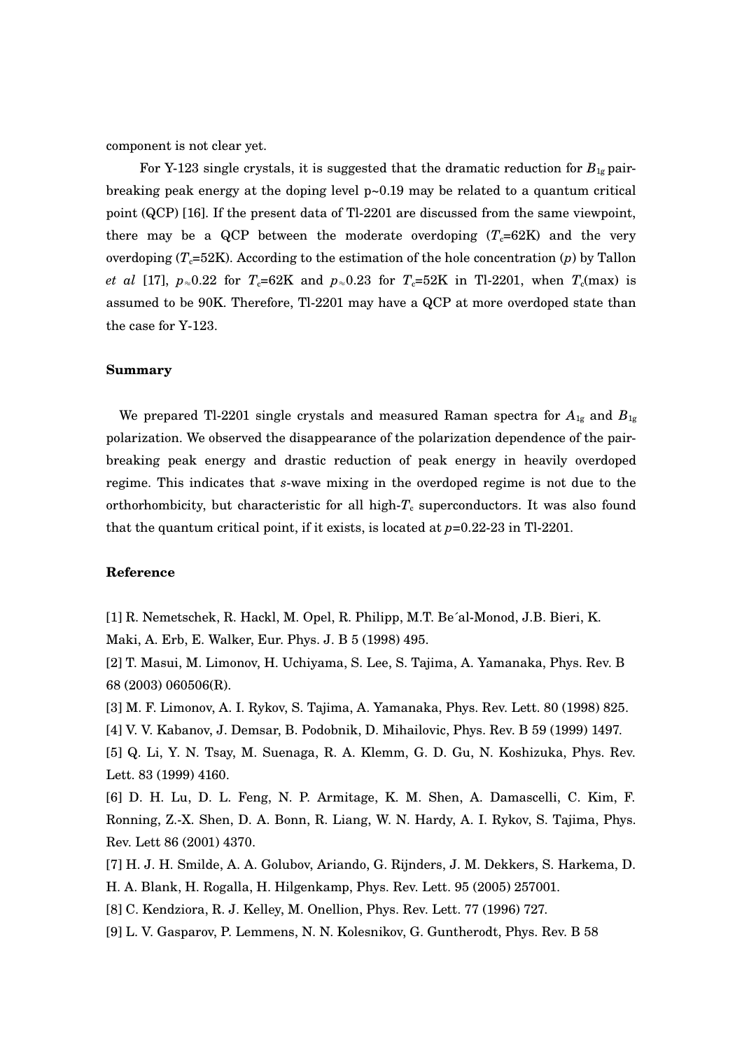component is not clear yet.

For Y-123 single crystals, it is suggested that the dramatic reduction for $B_{1g}$ pair-breaking peak energy at the doping level p~0.19 may be related to a quantum critical point (QCP) [16]. If the present data of Tl-2201 are discussed from the same viewpoint, there may be a QCP between the moderate overdoping ($T_c$=62K) and the very overdoping ($T_c$=52K). According to the estimation of the hole concentration ($p$) by Tallon *et al* [17], $p \approx 0.22$ for $T_c$=62K and $p \approx 0.23$ for $T_c$=52K in Tl-2201, when $T_c$(max) is assumed to be 90K. Therefore, Tl-2201 may have a QCP at more overdoped state than the case for Y-123.

## Summary

We prepared Tl-2201 single crystals and measured Raman spectra for $A_{1g}$ and $B_{1g}$ polarization. We observed the disappearance of the polarization dependence of the pair-breaking peak energy and drastic reduction of peak energy in heavily overdoped regime. This indicates that *s*-wave mixing in the overdoped regime is not due to the orthorhombicity, but characteristic for all high-$T_c$ superconductors. It was also found that the quantum critical point, if it exists, is located at $p$=0.22-23 in Tl-2201.

## Reference

[1] R. Nemetschek, R. Hackl, M. Opel, R. Philipp, M.T. Be´al-Monod, J.B. Bieri, K. Maki, A. Erb, E. Walker, Eur. Phys. J. B 5 (1998) 495.

[2] T. Masui, M. Limonov, H. Uchiyama, S. Lee, S. Tajima, A. Yamanaka, Phys. Rev. B 68 (2003) 060506(R).

[3] M. F. Limonov, A. I. Rykov, S. Tajima, A. Yamanaka, Phys. Rev. Lett. 80 (1998) 825.

[4] V. V. Kabanov, J. Demsar, B. Podobnik, D. Mihailovic, Phys. Rev. B 59 (1999) 1497.

[5] Q. Li, Y. N. Tsay, M. Suenaga, R. A. Klemm, G. D. Gu, N. Koshizuka, Phys. Rev. Lett. 83 (1999) 4160.

[6] D. H. Lu, D. L. Feng, N. P. Armitage, K. M. Shen, A. Damascelli, C. Kim, F. Ronning, Z.-X. Shen, D. A. Bonn, R. Liang, W. N. Hardy, A. I. Rykov, S. Tajima, Phys. Rev. Lett 86 (2001) 4370.

[7] H. J. H. Smilde, A. A. Golubov, Ariando, G. Rijnders, J. M. Dekkers, S. Harkema, D. H. A. Blank, H. Rogalla, H. Hilgenkamp, Phys. Rev. Lett. 95 (2005) 257001.

[8] C. Kendziora, R. J. Kelley, M. Onellion, Phys. Rev. Lett. 77 (1996) 727.

[9] L. V. Gasparov, P. Lemmens, N. N. Kolesnikov, G. Guntherodt, Phys. Rev. B 58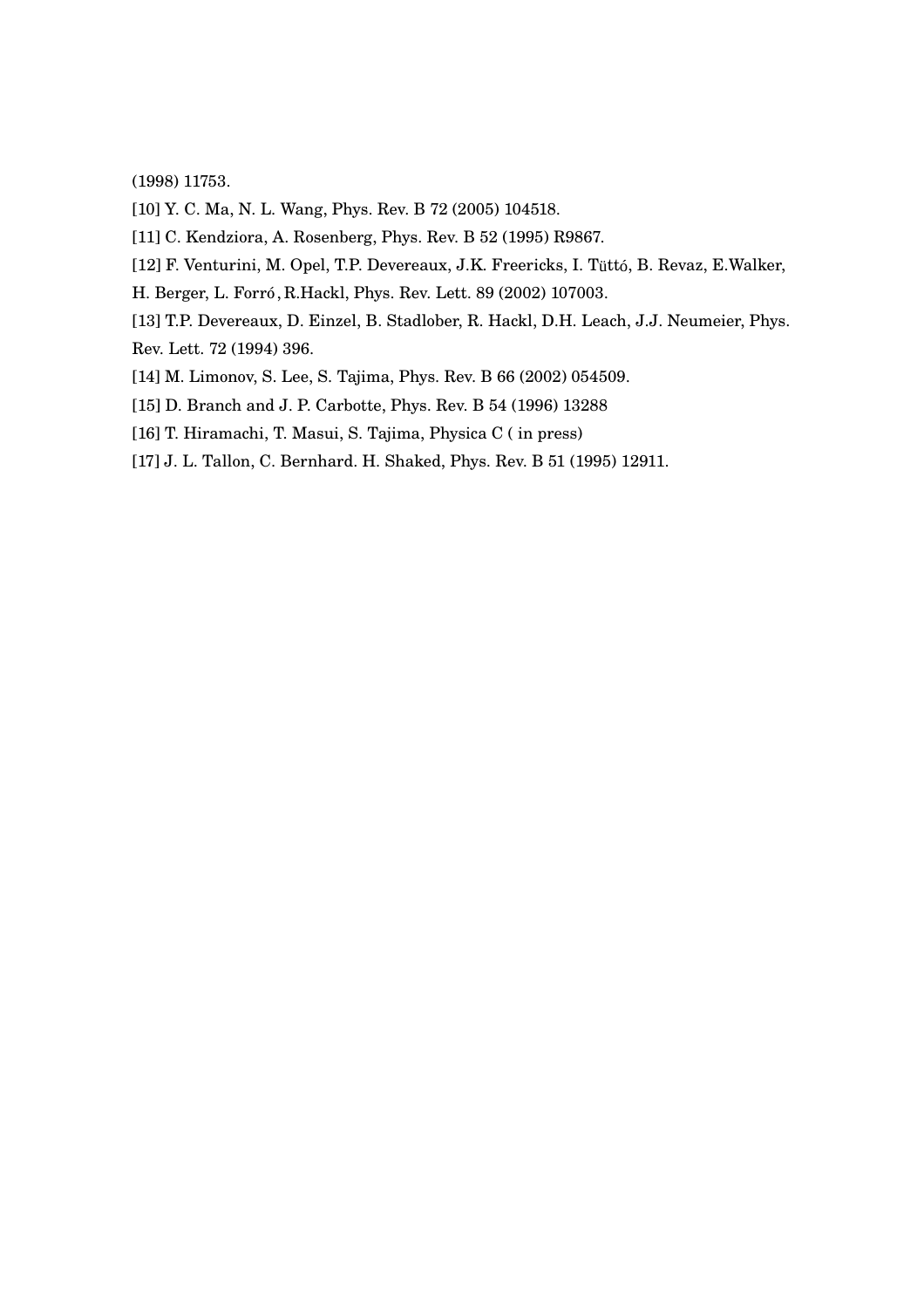(1998) 11753.

[10] Y. C. Ma, N. L. Wang, Phys. Rev. B 72 (2005) 104518.

[11] C. Kendziora, A. Rosenberg, Phys. Rev. B 52 (1995) R9867.

[12] F. Venturini, M. Opel, T.P. Devereaux, J.K. Freericks, I. Tüttó, B. Revaz, E.Walker, H. Berger, L. Forró , R.Hackl, Phys. Rev. Lett. 89 (2002) 107003.

[13] T.P. Devereaux, D. Einzel, B. Stadlober, R. Hackl, D.H. Leach, J.J. Neumeier, Phys. Rev. Lett. 72 (1994) 396.

[14] M. Limonov, S. Lee, S. Tajima, Phys. Rev. B 66 (2002) 054509.

[15] D. Branch and J. P. Carbotte, Phys. Rev. B 54 (1996) 13288

[16] T. Hiramachi, T. Masui, S. Tajima, Physica C ( in press)

[17] J. L. Tallon, C. Bernhard. H. Shaked, Phys. Rev. B 51 (1995) 12911.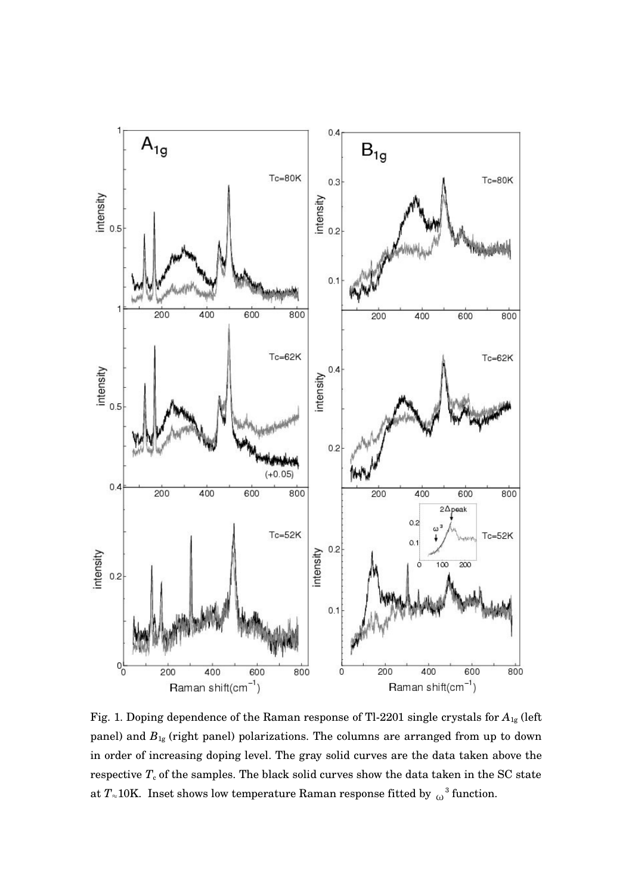Fig. 1. Doping dependence of the Raman response of Tl-2201 single crystals for $A_{1g}$ (left panel) and $B_{1g}$ (right panel) polarizations. The columns are arranged from up to down in order of increasing doping level. The gray solid curves are the data taken above the respective $T_c$ of the samples. The black solid curves show the data taken in the SC state at $T \approx 10$K. Inset shows low temperature Raman response fitted by $\omega^3$ function.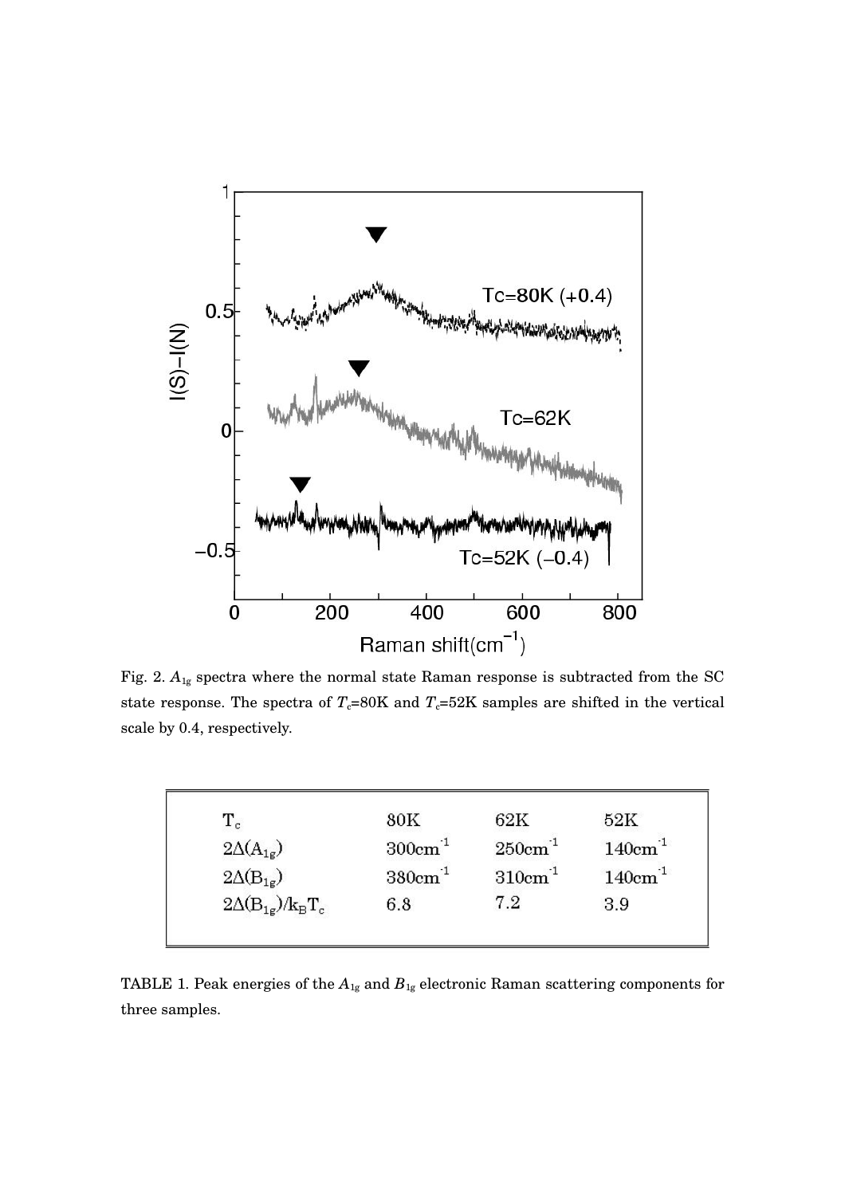1

0.5

0

−0.5

I(S)−I(N)

0

200

400

600

800

Raman shift(cm$^{-1}$)

Tc=80K (+0.4)

Tc=62K

Tc=52K (−0.4)

Fig. 2. $A_{1g}$ spectra where the normal state Raman response is subtracted from the SC state response. The spectra of $T_c$=80K and $T_c$=52K samples are shifted in the vertical scale by 0.4, respectively.

| $T_c$ | 80K | 62K | 52K |
|---|---|---|---|
| $2\Delta(A_{1g})$ | 300cm$^{-1}$ | 250cm$^{-1}$ | 140cm$^{-1}$ |
| $2\Delta(B_{1g})$ | 380cm$^{-1}$ | 310cm$^{-1}$ | 140cm$^{-1}$ |
| $2\Delta(B_{1g})/k_BT_c$ | 6.8 | 7.2 | 3.9 |

TABLE 1. Peak energies of the $A_{1g}$ and $B_{1g}$ electronic Raman scattering components for three samples.